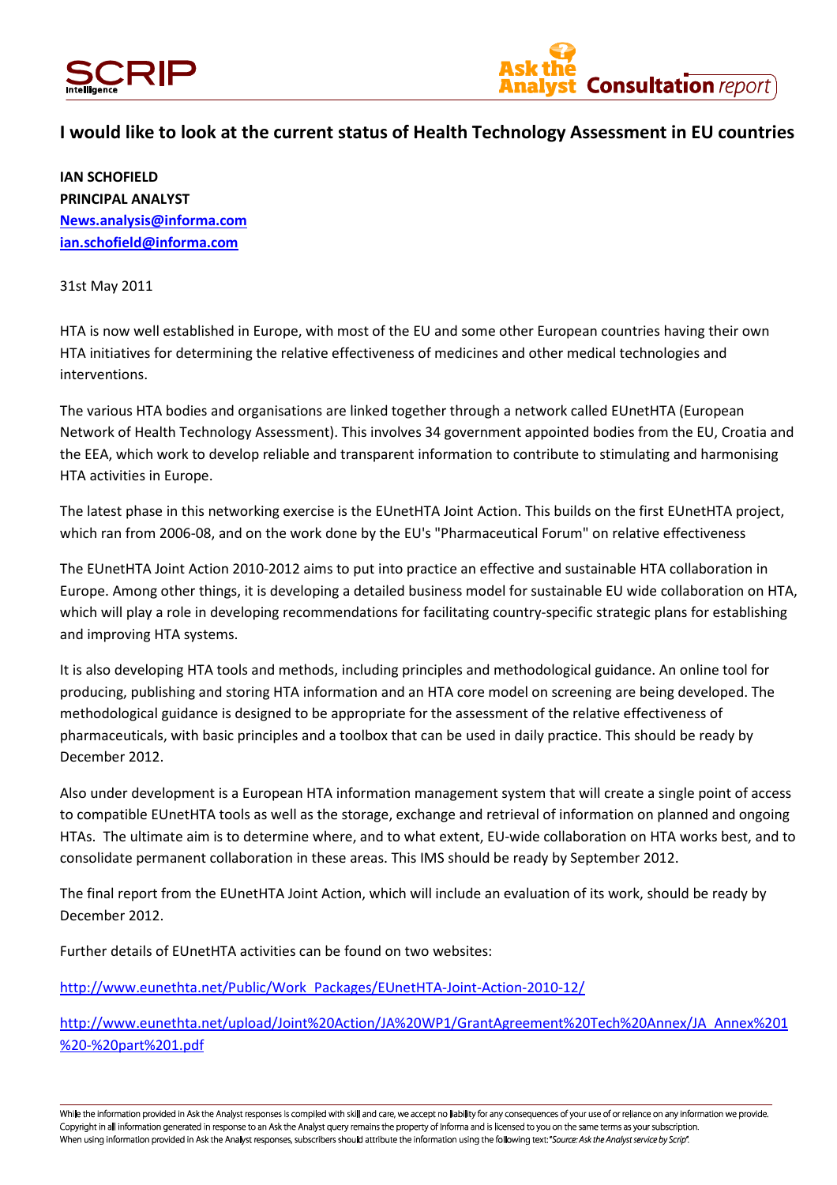# I would like to look at the current status of Health Technology Assessment in EU countries

**IAN SCHOFIELD**
**PRINCIPAL ANALYST**
**News.analysis@informa.com**
**ian.schofield@informa.com**

31st May 2011

HTA is now well established in Europe, with most of the EU and some other European countries having their own HTA initiatives for determining the relative effectiveness of medicines and other medical technologies and interventions.

The various HTA bodies and organisations are linked together through a network called EUnetHTA (European Network of Health Technology Assessment). This involves 34 government appointed bodies from the EU, Croatia and the EEA, which work to develop reliable and transparent information to contribute to stimulating and harmonising HTA activities in Europe.

The latest phase in this networking exercise is the EUnetHTA Joint Action. This builds on the first EUnetHTA project, which ran from 2006-08, and on the work done by the EU's "Pharmaceutical Forum" on relative effectiveness

The EUnetHTA Joint Action 2010-2012 aims to put into practice an effective and sustainable HTA collaboration in Europe. Among other things, it is developing a detailed business model for sustainable EU wide collaboration on HTA, which will play a role in developing recommendations for facilitating country-specific strategic plans for establishing and improving HTA systems.

It is also developing HTA tools and methods, including principles and methodological guidance. An online tool for producing, publishing and storing HTA information and an HTA core model on screening are being developed. The methodological guidance is designed to be appropriate for the assessment of the relative effectiveness of pharmaceuticals, with basic principles and a toolbox that can be used in daily practice. This should be ready by December 2012.

Also under development is a European HTA information management system that will create a single point of access to compatible EUnetHTA tools as well as the storage, exchange and retrieval of information on planned and ongoing HTAs. The ultimate aim is to determine where, and to what extent, EU-wide collaboration on HTA works best, and to consolidate permanent collaboration in these areas. This IMS should be ready by September 2012.

The final report from the EUnetHTA Joint Action, which will include an evaluation of its work, should be ready by December 2012.

Further details of EUnetHTA activities can be found on two websites:

http://www.eunethta.net/Public/Work_Packages/EUnetHTA-Joint-Action-2010-12/

http://www.eunethta.net/upload/Joint%20Action/JA%20WP1/GrantAgreement%20Tech%20Annex/JA_Annex%201%20-%20part%201.pdf

While the information provided in Ask the Analyst responses is compiled with skill and care, we accept no liability for any consequences of your use of or reliance on any information we provide. Copyright in all information generated in response to an Ask the Analyst query remains the property of Informa and is licensed to you on the same terms as your subscription. When using information provided in Ask the Analyst responses, subscribers should attribute the information using the following text: "*Source: Ask the Analyst service by Scrip*".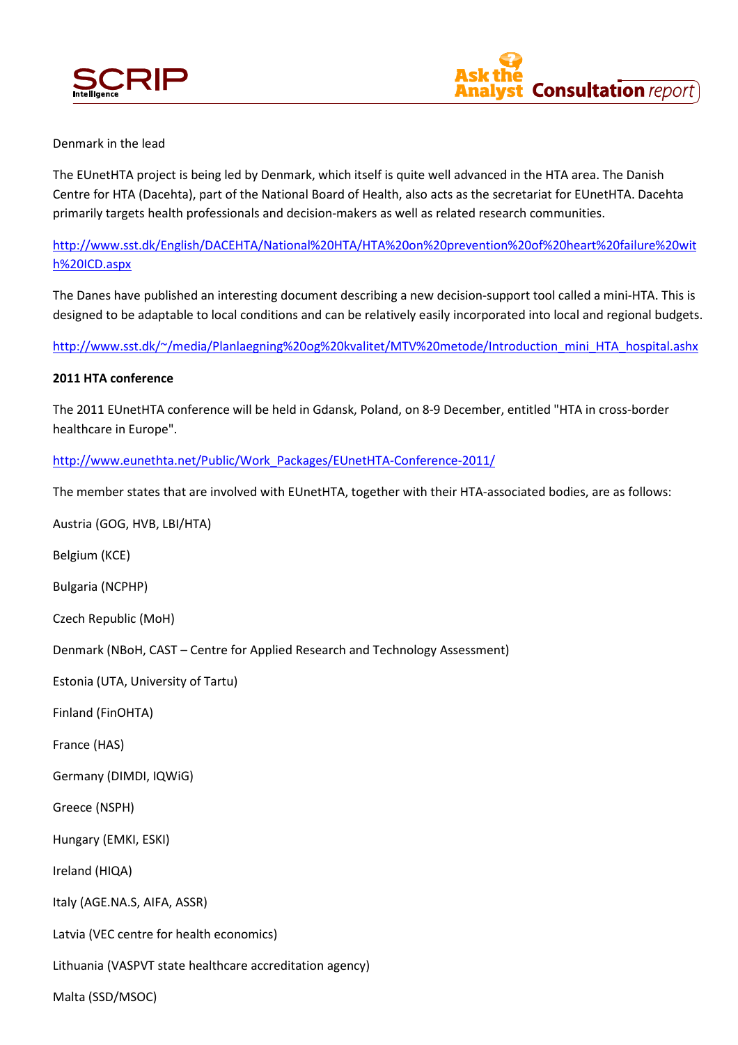Denmark in the lead

The EUnetHTA project is being led by Denmark, which itself is quite well advanced in the HTA area. The Danish Centre for HTA (Dacehta), part of the National Board of Health, also acts as the secretariat for EUnetHTA. Dacehta primarily targets health professionals and decision-makers as well as related research communities.

http://www.sst.dk/English/DACEHTA/National%20HTA/HTA%20on%20prevention%20of%20heart%20failure%20with%20ICD.aspx

The Danes have published an interesting document describing a new decision-support tool called a mini-HTA. This is designed to be adaptable to local conditions and can be relatively easily incorporated into local and regional budgets.

http://www.sst.dk/~/media/Planlaegning%20og%20kvalitet/MTV%20metode/Introduction_mini_HTA_hospital.ashx

**2011 HTA conference**

The 2011 EUnetHTA conference will be held in Gdansk, Poland, on 8-9 December, entitled "HTA in cross-border healthcare in Europe".

http://www.eunethta.net/Public/Work_Packages/EUnetHTA-Conference-2011/

The member states that are involved with EUnetHTA, together with their HTA-associated bodies, are as follows:

Austria (GOG, HVB, LBI/HTA)

Belgium (KCE)

Bulgaria (NCPHP)

Czech Republic (MoH)

Denmark (NBoH, CAST – Centre for Applied Research and Technology Assessment)

Estonia (UTA, University of Tartu)

Finland (FinOHTA)

France (HAS)

Germany (DIMDI, IQWiG)

Greece (NSPH)

Hungary (EMKI, ESKI)

Ireland (HIQA)

Italy (AGE.NA.S, AIFA, ASSR)

Latvia (VEC centre for health economics)

Lithuania (VASPVT state healthcare accreditation agency)

Malta (SSD/MSOC)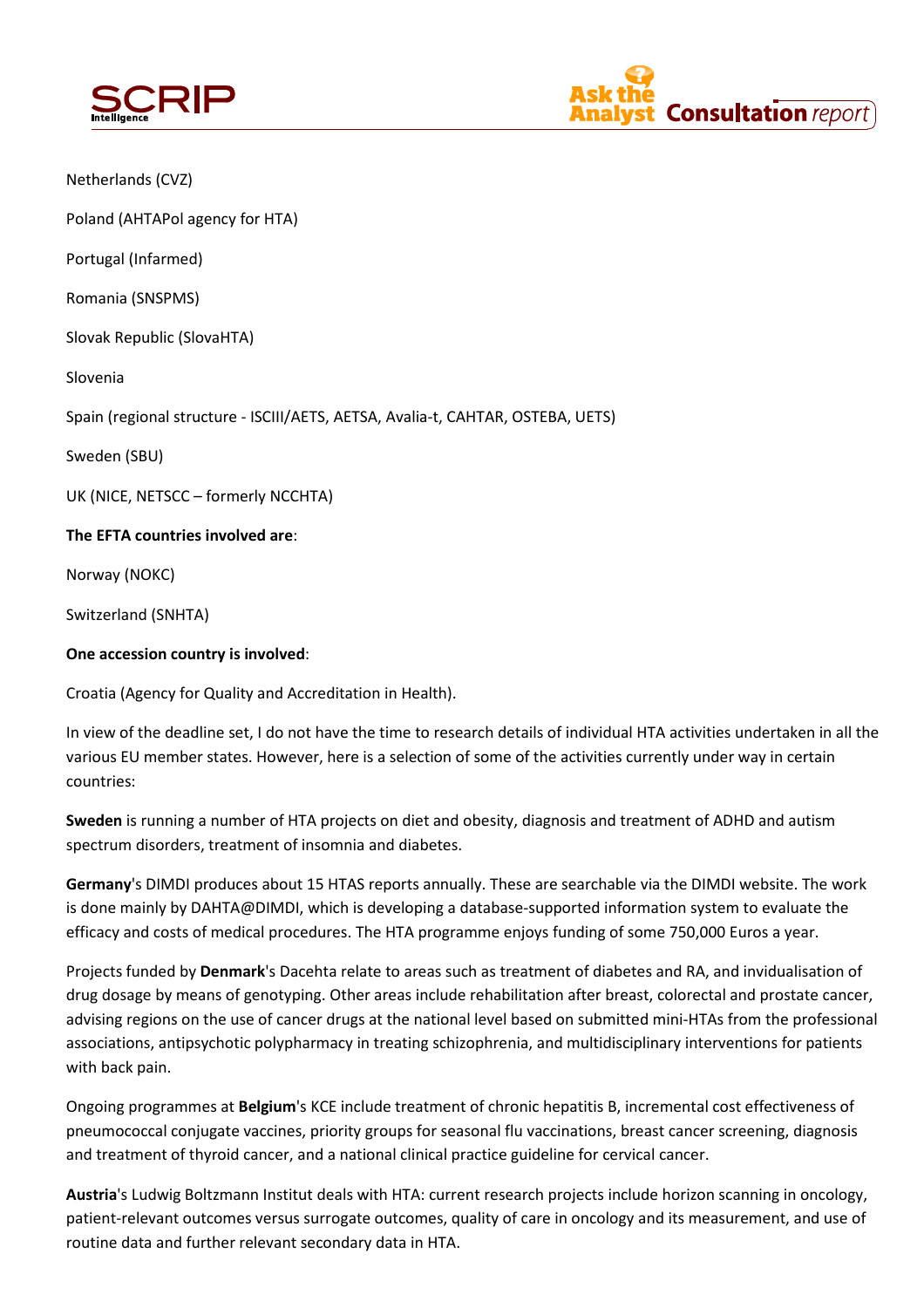Netherlands (CVZ)

Poland (AHTAPol agency for HTA)

Portugal (Infarmed)

Romania (SNSPMS)

Slovak Republic (SlovaHTA)

Slovenia

Spain (regional structure - ISCIII/AETS, AETSA, Avalia-t, CAHTAR, OSTEBA, UETS)

Sweden (SBU)

UK (NICE, NETSCC – formerly NCCHTA)

**The EFTA countries involved are**:

Norway (NOKC)

Switzerland (SNHTA)

**One accession country is involved**:

Croatia (Agency for Quality and Accreditation in Health).

In view of the deadline set, I do not have the time to research details of individual HTA activities undertaken in all the various EU member states. However, here is a selection of some of the activities currently under way in certain countries:

**Sweden** is running a number of HTA projects on diet and obesity, diagnosis and treatment of ADHD and autism spectrum disorders, treatment of insomnia and diabetes.

**Germany**'s DIMDI produces about 15 HTAS reports annually. These are searchable via the DIMDI website. The work is done mainly by DAHTA@DIMDI, which is developing a database-supported information system to evaluate the efficacy and costs of medical procedures. The HTA programme enjoys funding of some 750,000 Euros a year.

Projects funded by **Denmark**'s Dacehta relate to areas such as treatment of diabetes and RA, and invidualisation of drug dosage by means of genotyping. Other areas include rehabilitation after breast, colorectal and prostate cancer, advising regions on the use of cancer drugs at the national level based on submitted mini-HTAs from the professional associations, antipsychotic polypharmacy in treating schizophrenia, and multidisciplinary interventions for patients with back pain.

Ongoing programmes at **Belgium**'s KCE include treatment of chronic hepatitis B, incremental cost effectiveness of pneumococcal conjugate vaccines, priority groups for seasonal flu vaccinations, breast cancer screening, diagnosis and treatment of thyroid cancer, and a national clinical practice guideline for cervical cancer.

**Austria**'s Ludwig Boltzmann Institut deals with HTA: current research projects include horizon scanning in oncology, patient-relevant outcomes versus surrogate outcomes, quality of care in oncology and its measurement, and use of routine data and further relevant secondary data in HTA.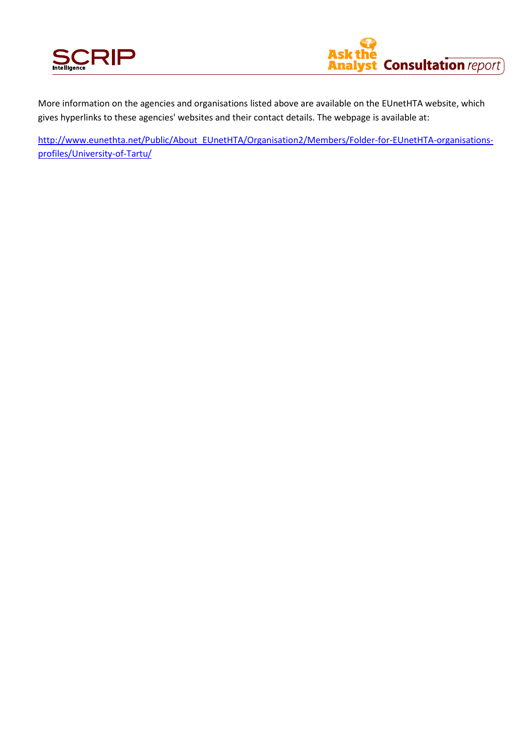More information on the agencies and organisations listed above are available on the EUnetHTA website, which gives hyperlinks to these agencies' websites and their contact details. The webpage is available at:

[http://www.eunethta.net/Public/About_EUnetHTA/Organisation2/Members/Folder-for-EUnetHTA-organisations-profiles/University-of-Tartu/](http://www.eunethta.net/Public/About_EUnetHTA/Organisation2/Members/Folder-for-EUnetHTA-organisations-profiles/University-of-Tartu/)